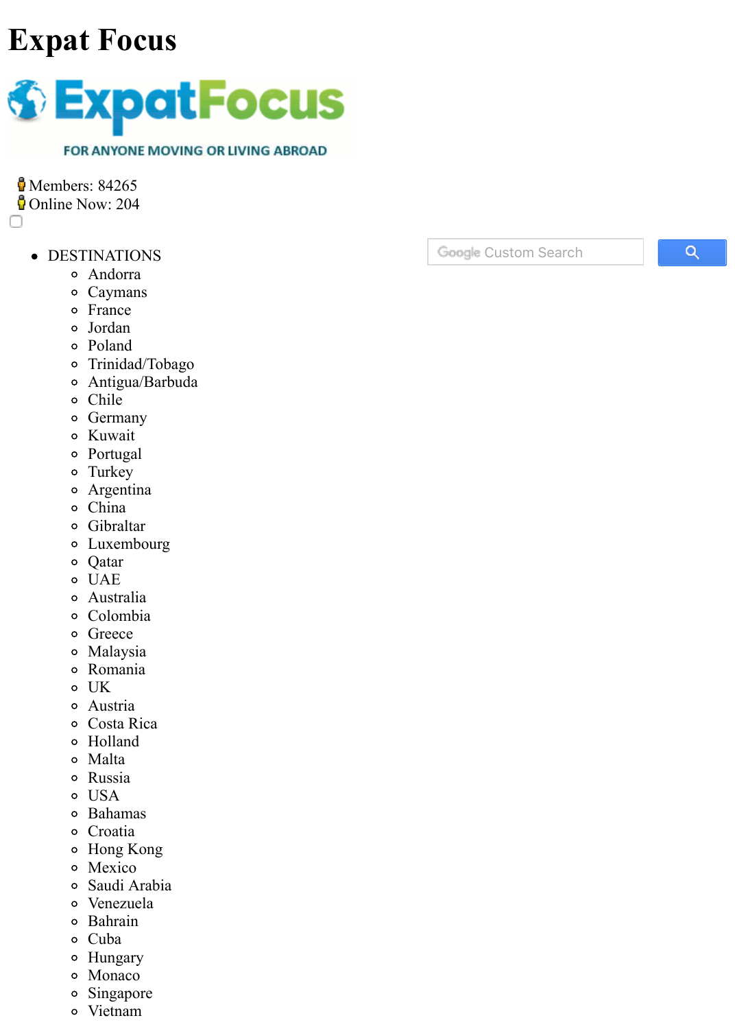# Expat Focus

Members: 84265
Online Now: 204

- DESTINATIONS
  - Andorra
  - Caymans
  - France
  - Jordan
  - Poland
  - Trinidad/Tobago
  - Antigua/Barbuda
  - Chile
  - Germany
  - Kuwait
  - Portugal
  - Turkey
  - Argentina
  - China
  - Gibraltar
  - Luxembourg
  - Qatar
  - UAE
  - Australia
  - Colombia
  - Greece
  - Malaysia
  - Romania
  - UK
  - Austria
  - Costa Rica
  - Holland
  - Malta
  - Russia
  - USA
  - Bahamas
  - Croatia
  - Hong Kong
  - Mexico
  - Saudi Arabia
  - Venezuela
  - Bahrain
  - Cuba
  - Hungary
  - Monaco
  - Singapore
  - Vietnam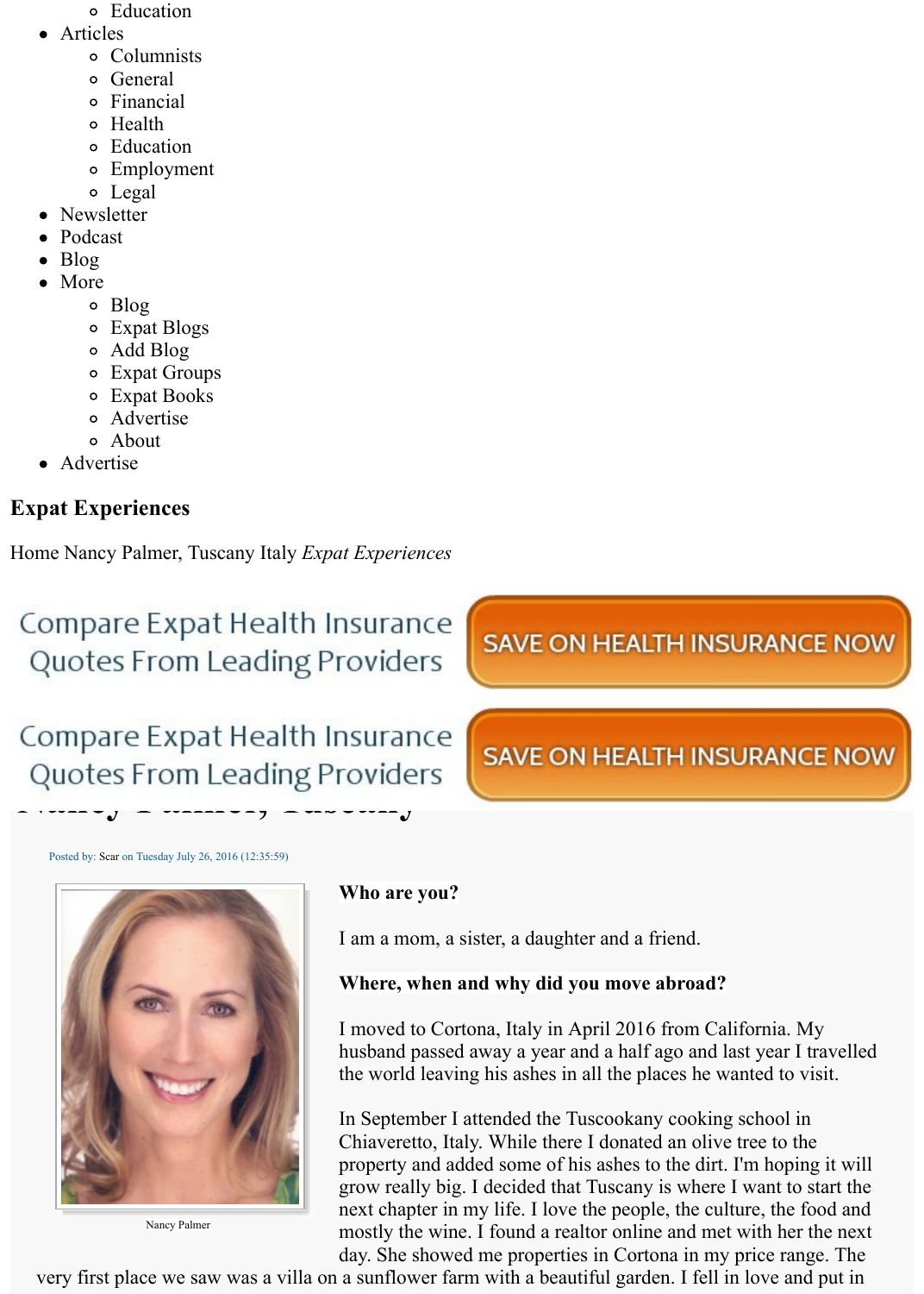- Education
- Articles
  - Columnists
  - General
  - Financial
  - Health
  - Education
  - Employment
  - Legal
- Newsletter
- Podcast
- Blog
- More
  - Blog
  - Expat Blogs
  - Add Blog
  - Expat Groups
  - Expat Books
  - Advertise
  - About
- Advertise

### Expat Experiences

Home Nancy Palmer, Tuscany Italy *Expat Experiences*

Compare Expat Health Insurance Quotes From Leading Providers — SAVE ON HEALTH INSURANCE NOW

Compare Expat Health Insurance Quotes From Leading Providers — SAVE ON HEALTH INSURANCE NOW

Posted by: Scar on Tuesday July 26, 2016 (12:35:59)

Nancy Palmer

**Who are you?**

I am a mom, a sister, a daughter and a friend.

**Where, when and why did you move abroad?**

I moved to Cortona, Italy in April 2016 from California. My husband passed away a year and a half ago and last year I travelled the world leaving his ashes in all the places he wanted to visit.

In September I attended the Tuscookany cooking school in Chiaveretto, Italy. While there I donated an olive tree to the property and added some of his ashes to the dirt. I'm hoping it will grow really big. I decided that Tuscany is where I want to start the next chapter in my life. I love the people, the culture, the food and mostly the wine. I found a realtor online and met with her the next day. She showed me properties in Cortona in my price range. The very first place we saw was a villa on a sunflower farm with a beautiful garden. I fell in love and put in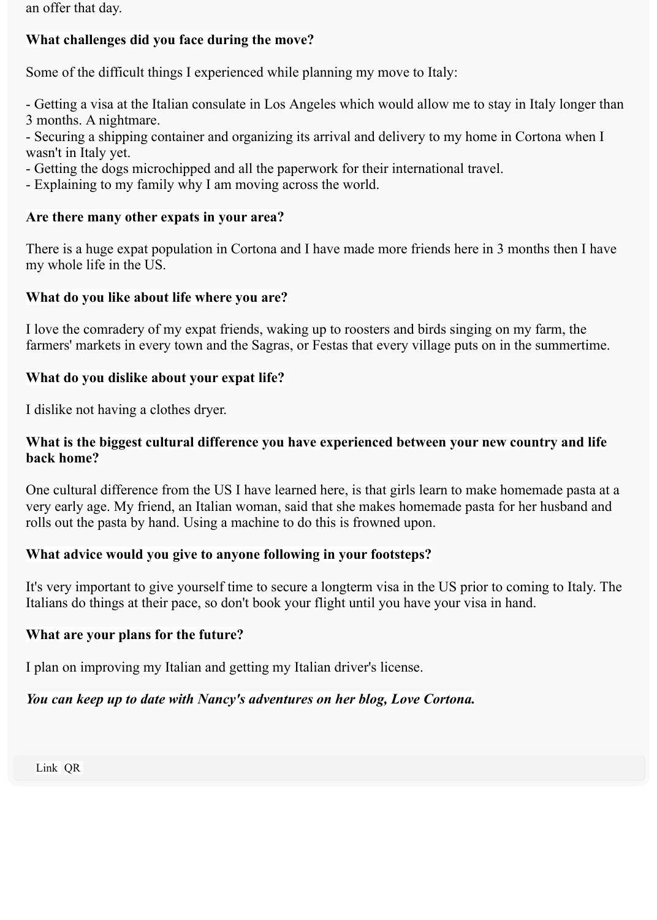an offer that day.

**What challenges did you face during the move?**

Some of the difficult things I experienced while planning my move to Italy:

- Getting a visa at the Italian consulate in Los Angeles which would allow me to stay in Italy longer than 3 months. A nightmare.
- Securing a shipping container and organizing its arrival and delivery to my home in Cortona when I wasn't in Italy yet.
- Getting the dogs microchipped and all the paperwork for their international travel.
- Explaining to my family why I am moving across the world.

**Are there many other expats in your area?**

There is a huge expat population in Cortona and I have made more friends here in 3 months then I have my whole life in the US.

**What do you like about life where you are?**

I love the comradery of my expat friends, waking up to roosters and birds singing on my farm, the farmers' markets in every town and the Sagras, or Festas that every village puts on in the summertime.

**What do you dislike about your expat life?**

I dislike not having a clothes dryer.

**What is the biggest cultural difference you have experienced between your new country and life back home?**

One cultural difference from the US I have learned here, is that girls learn to make homemade pasta at a very early age. My friend, an Italian woman, said that she makes homemade pasta for her husband and rolls out the pasta by hand. Using a machine to do this is frowned upon.

**What advice would you give to anyone following in your footsteps?**

It's very important to give yourself time to secure a longterm visa in the US prior to coming to Italy. The Italians do things at their pace, so don't book your flight until you have your visa in hand.

**What are your plans for the future?**

I plan on improving my Italian and getting my Italian driver's license.

***You can keep up to date with Nancy's adventures on her blog, Love Cortona.***

Link QR